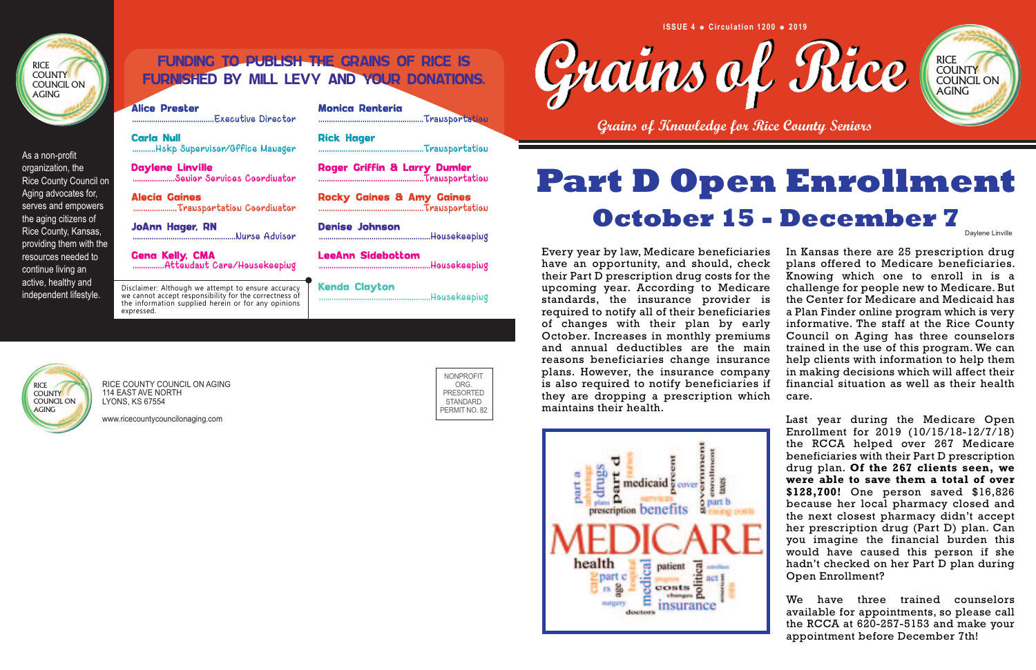# Grains of Rice

ISSUE 4 • Circulation 1200 • 2019

*Grains of Knowledge for Rice County Seniors*

RICE COUNTY COUNCIL ON AGING

## FUNDING TO PUBLISH THE GRAINS OF RICE IS FURNISHED BY MILL LEVY AND YOUR DONATIONS.

As a non-profit organization, the Rice County Council on Aging advocates for, serves and empowers the aging citizens of Rice County, Kansas, providing them with the resources needed to continue living an active, healthy and independent lifestyle.

**Alice Prester** ........Executive Director

**Carla Null** ........Hskp Supervisor/Office Manager

**Daylene Linville** ........Senior Services Coordinator

**Alecia Gaines** ........Transportation Coordinator

**JoAnn Hager, RN** ........Nurse Advisor

**Gena Kelly, CMA** ........Attendant Care/Housekeeping

**Monica Renteria** ........Transportation

**Rick Hager** ........Transportation

**Roger Griffin & Larry Dumler** ........Transportation

**Rocky Gaines & Amy Gaines** ........Transportation

**Denise Johnson** ........Housekeeping

**LeeAnn Sidebottom** ........Housekeeping

**Kenda Clayton** ........Housekeeping

Disclaimer: Although we attempt to ensure accuracy we cannot accept responsibility for the correctness of the information supplied herein or for any opinions expressed.

RICE COUNTY COUNCIL ON AGING
114 EAST AVE NORTH
LYONS, KS 67554

www.ricecountycouncilonaging.com

NONPROFIT ORG.
PRESORTED STANDARD
PERMIT NO. 82

# Part D Open Enrollment

## October 15 - December 7

Daylene Linville

Every year by law, Medicare beneficiaries have an opportunity, and should, check their Part D prescription drug costs for the upcoming year. According to Medicare standards, the insurance provider is required to notify all of their beneficiaries of changes with their plan by early October. Increases in monthly premiums and annual deductibles are the main reasons beneficiaries change insurance plans. However, the insurance company is also required to notify beneficiaries if they are dropping a prescription which maintains their health.

In Kansas there are 25 prescription drug plans offered to Medicare beneficiaries. Knowing which one to enroll in is a challenge for people new to Medicare. But the Center for Medicare and Medicaid has a Plan Finder online program which is very informative. The staff at the Rice County Council on Aging has three counselors trained in the use of this program. We can help clients with information to help them in making decisions which will affect their financial situation as well as their health care.

Last year during the Medicare Open Enrollment for 2019 (10/15/18-12/7/18) the RCCA helped over 267 Medicare beneficiaries with their Part D prescription drug plan. **Of the 267 clients seen, we were able to save them a total of over $128,700!** One person saved $16,826 because her local pharmacy closed and the next closest pharmacy didn't accept her prescription drug (Part D) plan. Can you imagine the financial burden this would have caused this person if she hadn't checked on her Part D plan during Open Enrollment?

We have three trained counselors available for appointments, so please call the RCCA at 620-257-5153 and make your appointment before December 7th!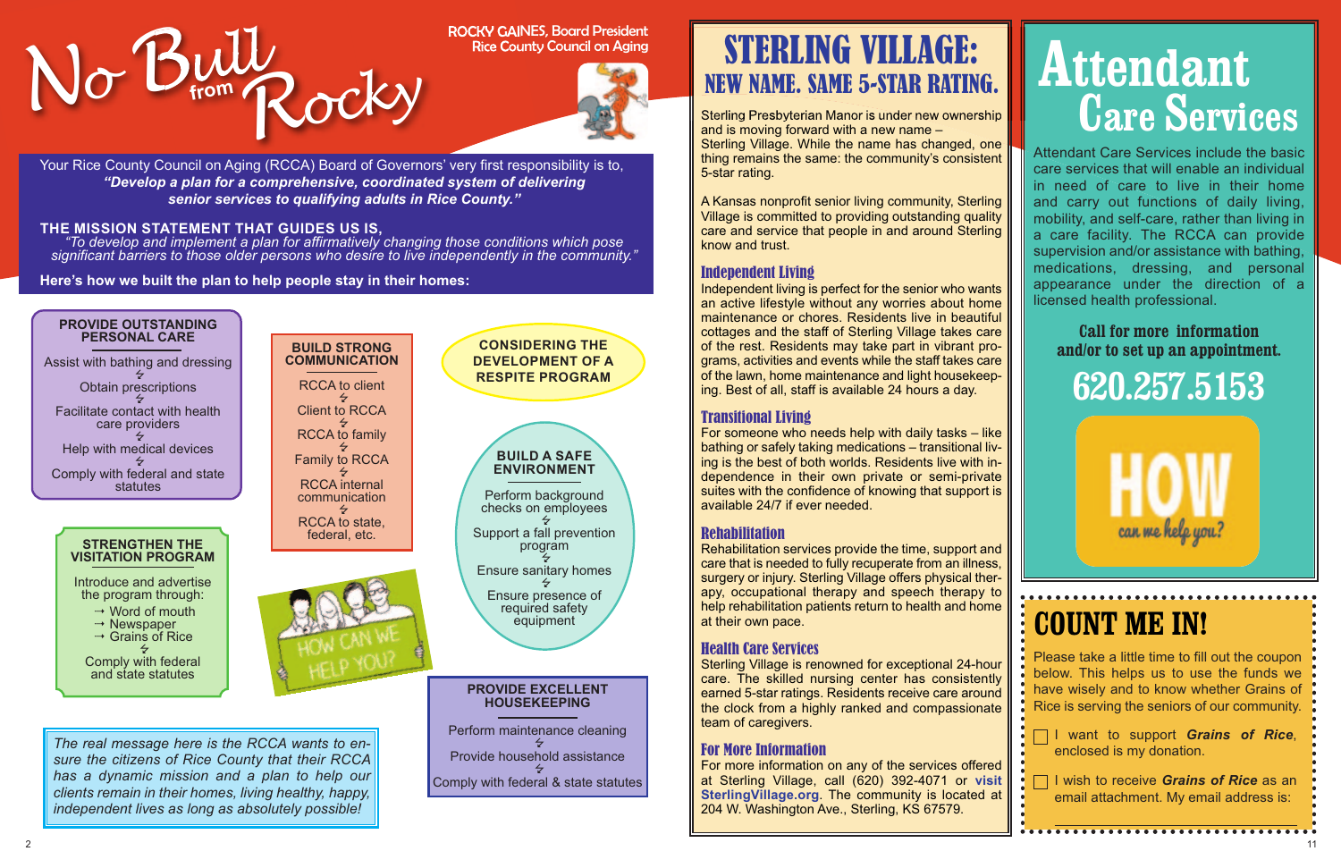# No Bull from Rocky

ROCKY GAINES, Board President
Rice County Council on Aging

Your Rice County Council on Aging (RCCA) Board of Governors' very first responsibility is to, ***"Develop a plan for a comprehensive, coordinated system of delivering senior services to qualifying adults in Rice County."***

**THE MISSION STATEMENT THAT GUIDES US IS,**
*"To develop and implement a plan for affirmatively changing those conditions which pose significant barriers to those older persons who desire to live independently in the community."*

**Here's how we built the plan to help people stay in their homes:**

**PROVIDE OUTSTANDING PERSONAL CARE**

- Assist with bathing and dressing
- Obtain prescriptions
- Facilitate contact with health care providers
- Help with medical devices
- Comply with federal and state statutes

**BUILD STRONG COMMUNICATION**

- RCCA to client
- Client to RCCA
- RCCA to family
- Family to RCCA
- RCCA internal communication
- RCCA to state, federal, etc.

**CONSIDERING THE DEVELOPMENT OF A RESPITE PROGRAM**

**STRENGTHEN THE VISITATION PROGRAM**

- Introduce and advertise the program through:
  - → Word of mouth
  - → Newspaper
  - → Grains of Rice
- Comply with federal and state statutes

**BUILD A SAFE ENVIRONMENT**

- Perform background checks on employees
- Support a fall prevention program
- Ensure sanitary homes
- Ensure presence of required safety equipment

HOW CAN WE HELP YOU?

**PROVIDE EXCELLENT HOUSEKEEPING**

- Perform maintenance cleaning
- Provide household assistance
- Comply with federal & state statutes

*The real message here is the RCCA wants to ensure the citizens of Rice County that their RCCA has a dynamic mission and a plan to help our clients remain in their homes, living healthy, happy, independent lives as long as absolutely possible!*

# STERLING VILLAGE: NEW NAME. SAME 5-STAR RATING.

Sterling Presbyterian Manor is under new ownership and is moving forward with a new name – Sterling Village. While the name has changed, one thing remains the same: the community's consistent 5-star rating.

A Kansas nonprofit senior living community, Sterling Village is committed to providing outstanding quality care and service that people in and around Sterling know and trust.

## Independent Living

Independent living is perfect for the senior who wants an active lifestyle without any worries about home maintenance or chores. Residents live in beautiful cottages and the staff of Sterling Village takes care of the rest. Residents may take part in vibrant programs, activities and events while the staff takes care of the lawn, home maintenance and light housekeeping. Best of all, staff is available 24 hours a day.

## Transitional Living

For someone who needs help with daily tasks – like bathing or safely taking medications – transitional living is the best of both worlds. Residents live with independence in their own private or semi-private suites with the confidence of knowing that support is available 24/7 if ever needed.

## Rehabilitation

Rehabilitation services provide the time, support and care that is needed to fully recuperate from an illness, surgery or injury. Sterling Village offers physical therapy, occupational therapy and speech therapy to help rehabilitation patients return to health and home at their own pace.

## Health Care Services

Sterling Village is renowned for exceptional 24-hour care. The skilled nursing center has consistently earned 5-star ratings. Residents receive care around the clock from a highly ranked and compassionate team of caregivers.

## For More Information

For more information on any of the services offered at Sterling Village, call (620) 392-4071 or visit **SterlingVillage.org**. The community is located at 204 W. Washington Ave., Sterling, KS 67579.

# Attendant Care Services

Attendant Care Services include the basic care services that will enable an individual in need of care to live in their home and carry out functions of daily living, mobility, and self-care, rather than living in a care facility. The RCCA can provide supervision and/or assistance with bathing, medications, dressing, and personal appearance under the direction of a licensed health professional.

**Call for more information and/or to set up an appointment.**

## 620.257.5153

HOW can we help you?

# COUNT ME IN!

Please take a little time to fill out the coupon below. This helps us to use the funds we have wisely and to know whether Grains of Rice is serving the seniors of our community.

- ☐ I want to support ***Grains of Rice***, enclosed is my donation.
- ☐ I wish to receive ***Grains of Rice*** as an email attachment. My email address is: ____________________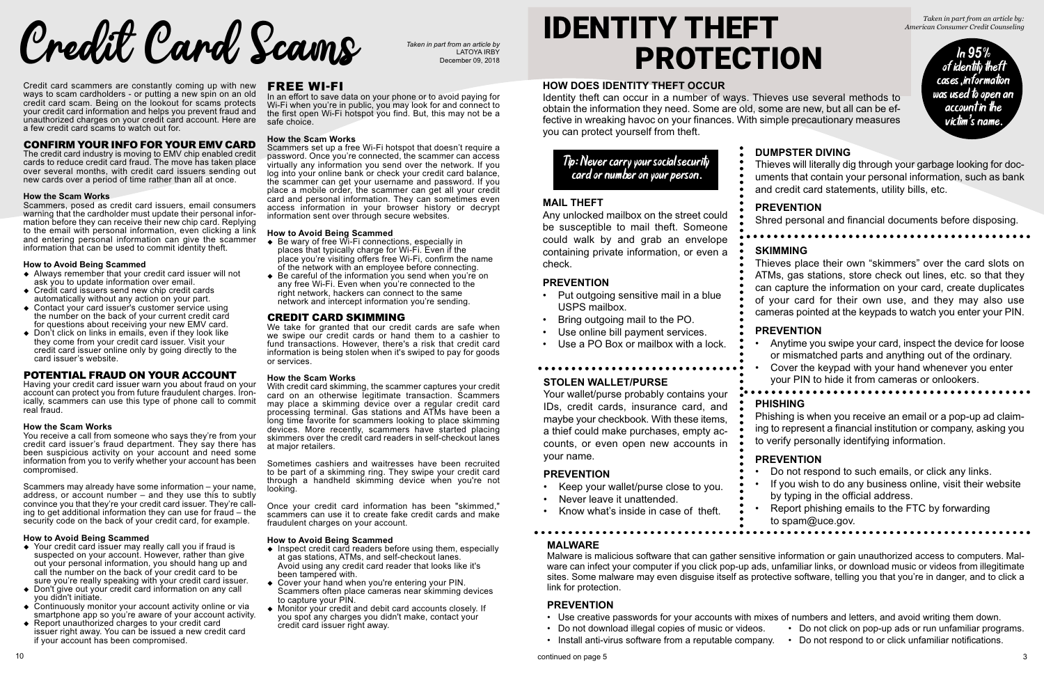# Credit Card Scams

*Taken in part from an article by LATOYA IRBY December 09, 2018*

Credit card scammers are constantly coming up with new ways to scam cardholders - or putting a new spin on an old credit card scam. Being on the lookout for scams protects your credit card information and helps you prevent fraud and unauthorized charges on your credit card account. Here are a few credit card scams to watch out for.

## CONFIRM YOUR INFO FOR YOUR EMV CARD

The credit card industry is moving to EMV chip enabled credit cards to reduce credit card fraud. The move has taken place over several months, with credit card issuers sending out new cards over a period of time rather than all at once.

### How the Scam Works

Scammers, posed as credit card issuers, email consumers warning that the cardholder must update their personal information before they can receive their new chip card. Replying to the email with personal information, even clicking a link and entering personal information can give the scammer information that can be used to commit identity theft.

### How to Avoid Being Scammed

- Always remember that your credit card issuer will not ask you to update information over email.
- Credit card issuers send new chip credit cards automatically without any action on your part.
- Contact your card issuer's customer service using the number on the back of your current credit card for questions about receiving your new EMV card.
- Don't click on links in emails, even if they look like they come from your credit card issuer. Visit your credit card issuer online only by going directly to the card issuer's website.

## POTENTIAL FRAUD ON YOUR ACCOUNT

Having your credit card issuer warn you about fraud on your account can protect you from future fraudulent charges. Ironically, scammers can use this type of phone call to commit real fraud.

### How the Scam Works

You receive a call from someone who says they're from your credit card issuer's fraud department. They say there has been suspicious activity on your account and need some information from you to verify whether your account has been compromised.

Scammers may already have some information – your name, address, or account number – and they use this to subtly convince you that they're your credit card issuer. They're calling to get additional information they can use for fraud – the security code on the back of your credit card, for example.

### How to Avoid Being Scammed

- Your credit card issuer may really call you if fraud is suspected on your account. However, rather than give out your personal information, you should hang up and call the number on the back of your credit card to be sure you're really speaking with your credit card issuer.
- Don't give out your credit card information on any call you didn't initiate.
- Continuously monitor your account activity online or via smartphone app so you're aware of your account activity.
- Report unauthorized charges to your credit card issuer right away. You can be issued a new credit card if your account has been compromised.

## FREE WI-FI

In an effort to save data on your phone or to avoid paying for Wi-Fi when you're in public, you may look for and connect to the first open Wi-Fi hotspot you find. But, this may not be a safe choice.

### How the Scam Works

Scammers set up a free Wi-Fi hotspot that doesn't require a password. Once you're connected, the scammer can access virtually any information you send over the network. If you log into your online bank or check your credit card balance, the scammer can get your username and password. If you place a mobile order, the scammer can get all your credit card and personal information. They can sometimes even access information in your browser history or decrypt information sent over through secure websites.

### How to Avoid Being Scammed

- Be wary of free Wi-Fi connections, especially in places that typically charge for Wi-Fi. Even if the place you're visiting offers free Wi-Fi, confirm the name of the network with an employee before connecting.
- Be careful of the information you send when you're on any free Wi-Fi. Even when you're connected to the right network, hackers can connect to the same network and intercept information you're sending.

## CREDIT CARD SKIMMING

We take for granted that our credit cards are safe when we swipe our credit cards or hand them to a cashier to fund transactions. However, there's a risk that credit card information is being stolen when it's swiped to pay for goods or services.

### How the Scam Works

With credit card skimming, the scammer captures your credit card on an otherwise legitimate transaction. Scammers may place a skimming device over a regular credit card processing terminal. Gas stations and ATMs have been a long time favorite for scammers looking to place skimming devices. More recently, scammers have started placing skimmers over the credit card readers in self-checkout lanes at major retailers.

Sometimes cashiers and waitresses have been recruited to be part of a skimming ring. They swipe your credit card through a handheld skimming device when you're not looking.

Once your credit card information has been "skimmed," scammers can use it to create fake credit cards and make fraudulent charges on your account.

### How to Avoid Being Scammed

- Inspect credit card readers before using them, especially at gas stations, ATMs, and self-checkout lanes. Avoid using any credit card reader that looks like it's been tampered with.
- Cover your hand when you're entering your PIN. Scammers often place cameras near skimming devices to capture your PIN.
- Monitor your credit and debit card accounts closely. If you spot any charges you didn't make, contact your credit card issuer right away.

# IDENTITY THEFT PROTECTION

*Taken in part from an article by: American Consumer Credit Counseling*

In 95% of identity theft cases, information was used to open an account in the victim's name.

## HOW DOES IDENTITY THEFT OCCUR

Identity theft can occur in a number of ways. Thieves use several methods to obtain the information they need. Some are old, some are new, but all can be effective in wreaking havoc on your finances. With simple precautionary measures you can protect yourself from theft.

Tip: Never carry your social security card or number on your person.

## MAIL THEFT

Any unlocked mailbox on the street could be susceptible to mail theft. Someone could walk by and grab an envelope containing private information, or even a check.

### PREVENTION

- Put outgoing sensitive mail in a blue USPS mailbox.
- Bring outgoing mail to the PO.
- Use online bill payment services.
- Use a PO Box or mailbox with a lock.

## STOLEN WALLET/PURSE

Your wallet/purse probably contains your IDs, credit cards, insurance card, and maybe your checkbook. With these items, a thief could make purchases, empty accounts, or even open new accounts in your name.

### PREVENTION

- Keep your wallet/purse close to you.
- Never leave it unattended.
- Know what's inside in case of theft.

## DUMPSTER DIVING

Thieves will literally dig through your garbage looking for documents that contain your personal information, such as bank and credit card statements, utility bills, etc.

### PREVENTION

Shred personal and financial documents before disposing.

## SKIMMING

Thieves place their own "skimmers" over the card slots on ATMs, gas stations, store check out lines, etc. so that they can capture the information on your card, create duplicates of your card for their own use, and they may also use cameras pointed at the keypads to watch you enter your PIN.

### PREVENTION

- Anytime you swipe your card, inspect the device for loose or mismatched parts and anything out of the ordinary.
- Cover the keypad with your hand whenever you enter your PIN to hide it from cameras or onlookers.

## PHISHING

Phishing is when you receive an email or a pop-up ad claiming to represent a financial institution or company, asking you to verify personally identifying information.

### PREVENTION

- Do not respond to such emails, or click any links.
- If you wish to do any business online, visit their website by typing in the official address.
- Report phishing emails to the FTC by forwarding to spam@uce.gov.

## MALWARE

Malware is malicious software that can gather sensitive information or gain unauthorized access to computers. Malware can infect your computer if you click pop-up ads, unfamiliar links, or download music or videos from illegitimate sites. Some malware may even disguise itself as protective software, telling you that you're in danger, and to click a link for protection.

### PREVENTION

- Use creative passwords for your accounts with mixes of numbers and letters, and avoid writing them down.
- Do not download illegal copies of music or videos.
- Install anti-virus software from a reputable company.
- Do not click on pop-up ads or run unfamiliar programs.
- Do not respond to or click unfamiliar notifications.

continued on page 5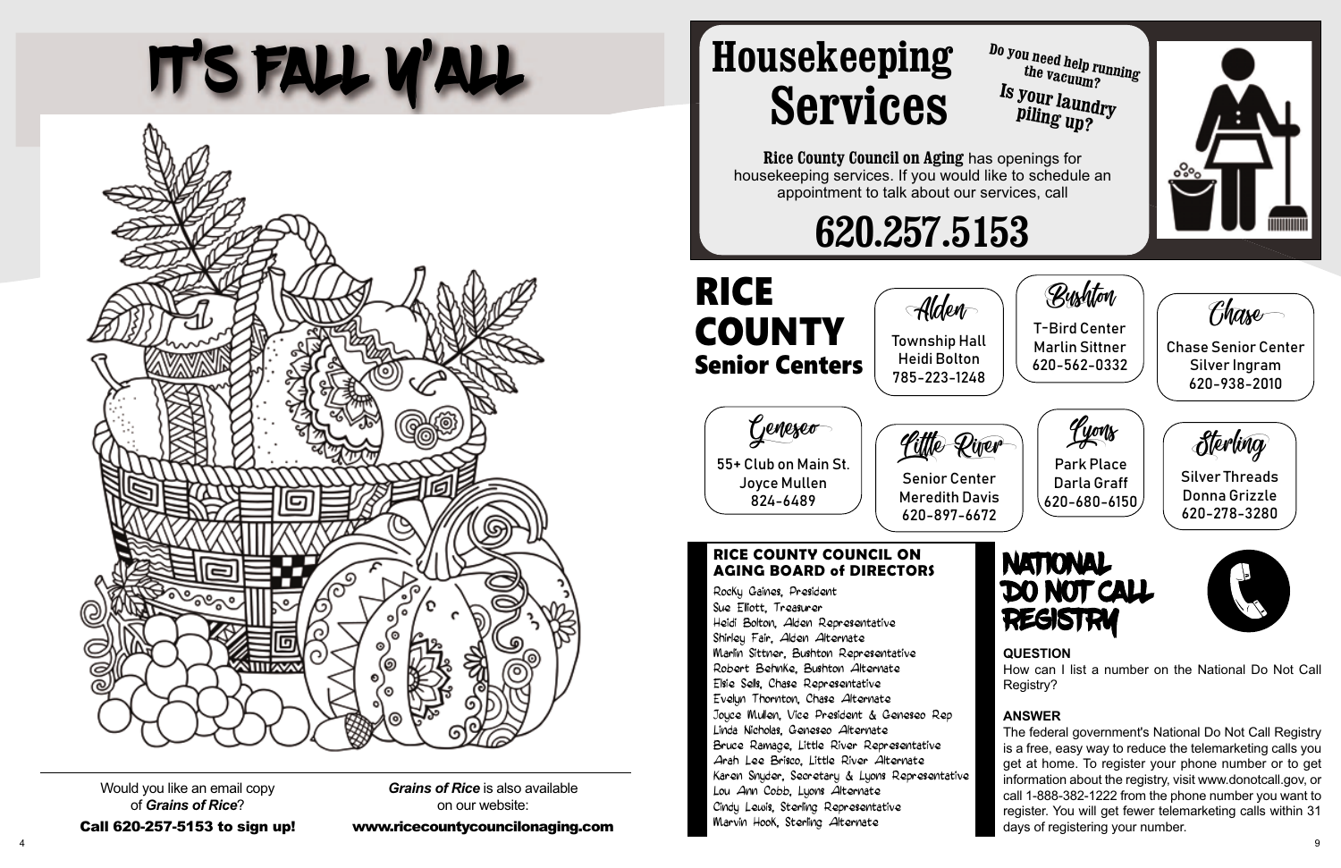# IT'S FALL Y'ALL

Would you like an email copy of ***Grains of Rice***?

**Call 620-257-5153 to sign up!**

***Grains of Rice*** is also available on our website:

**www.ricecountycouncilonaging.com**

# Housekeeping Services

**Do you need help running the vacuum?**

**Is your laundry piling up?**

**Rice County Council on Aging** has openings for housekeeping services. If you would like to schedule an appointment to talk about our services, call

## 620.257.5153

# RICE COUNTY Senior Centers

**Alden**
Township Hall
Heidi Bolton
785-223-1248

**Bushton**
T-Bird Center
Marlin Sittner
620-562-0332

**Chase**
Chase Senior Center
Silver Ingram
620-938-2010

**Geneseo**
55+ Club on Main St.
Joyce Mullen
824-6489

**Little River**
Senior Center
Meredith Davis
620-897-6672

**Lyons**
Park Place
Darla Graff
620-680-6150

**Sterling**
Silver Threads
Donna Grizzle
620-278-3280

## RICE COUNTY COUNCIL ON AGING BOARD of DIRECTORS

Rocky Gaines, President
Sue Elliott, Treasurer
Heidi Bolton, Alden Representative
Shirley Fair, Alden Alternate
Marlin Sittner, Bushton Representative
Robert Behnke, Bushton Alternate
Elsie Sells, Chase Representative
Evelyn Thornton, Chase Alternate
Joyce Mullen, Vice President & Geneseo Rep
Linda Nicholas, Geneseo Alternate
Bruce Ramage, Little River Representative
Arah Lee Brisco, Little River Alternate
Karen Snyder, Secretary & Lyons Representative
Lou Ann Cobb, Lyons Alternate
Cindy Lewis, Sterling Representative
Marvin Hook, Sterling Alternate

## NATIONAL DO NOT CALL REGISTRY

**QUESTION**

How can I list a number on the National Do Not Call Registry?

**ANSWER**

The federal government's National Do Not Call Registry is a free, easy way to reduce the telemarketing calls you get at home. To register your phone number or to get information about the registry, visit www.donotcall.gov, or call 1-888-382-1222 from the phone number you want to register. You will get fewer telemarketing calls within 31 days of registering your number.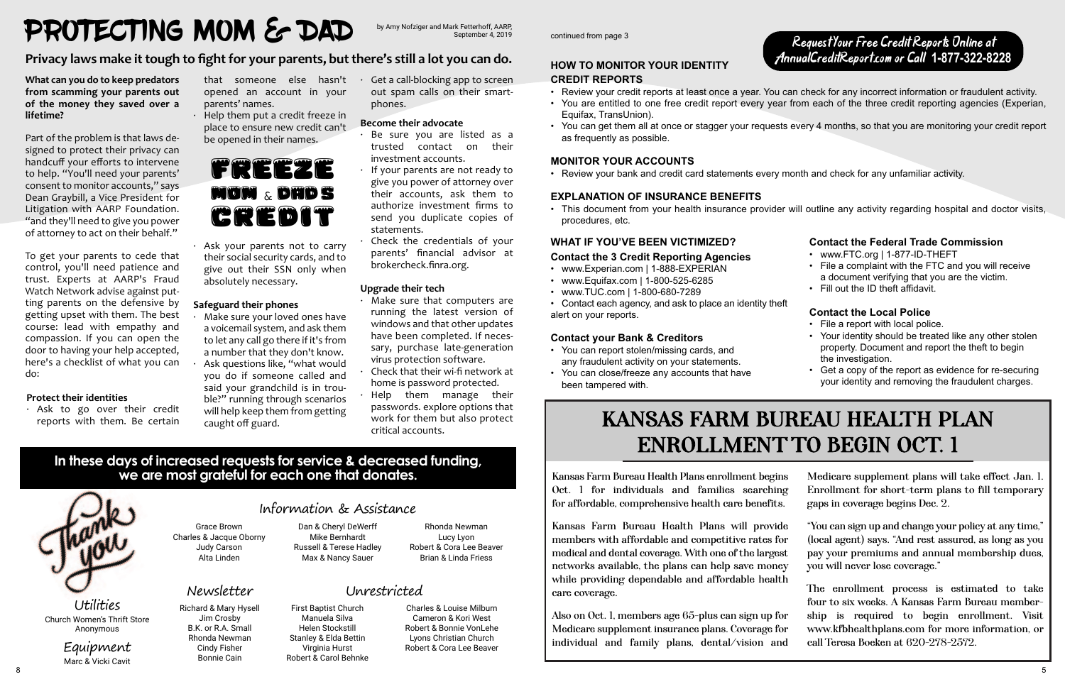# PROTECTING MOM & DAD

by Amy Nofziger and Mark Fetterhoff, AARP, September 4, 2019

## Privacy laws make it tough to fight for your parents, but there's still a lot you can do.

**What can you do to keep predators from scamming your parents out of the money they saved over a lifetime?**

Part of the problem is that laws designed to protect their privacy can handcuff your efforts to intervene to help. "You'll need your parents' consent to monitor accounts," says Dean Graybill, a Vice President for Litigation with AARP Foundation. "and they'll need to give you power of attorney to act on their behalf."

To get your parents to cede that control, you'll need patience and trust. Experts at AARP's Fraud Watch Network advise against putting parents on the defensive by getting upset with them. The best course: lead with empathy and compassion. If you can open the door to having your help accepted, here's a checklist of what you can do:

**Protect their identities**

- Ask to go over their credit reports with them. Be certain that someone else hasn't opened an account in your parents' names.
- Help them put a credit freeze in place to ensure new credit can't be opened in their names.

FREEZE MOM & DAD'S CREDIT

- Ask your parents not to carry their social security cards, and to give out their SSN only when absolutely necessary.

**Safeguard their phones**

- Make sure your loved ones have a voicemail system, and ask them to let any call go there if it's from a number that they don't know.
- Ask questions like, "what would you do if someone called and said your grandchild is in trouble?" running through scenarios will help keep them from getting caught off guard.
- Get a call-blocking app to screen out spam calls on their smartphones.

**Become their advocate**

- Be sure you are listed as a trusted contact on their investment accounts.
- If your parents are not ready to give you power of attorney over their accounts, ask them to authorize investment firms to send you duplicate copies of statements.
- Check the credentials of your parents' financial advisor at brokercheck.finra.org.

**Upgrade their tech**

- Make sure that computers are running the latest version of windows and that other updates have been completed. If necessary, purchase late-generation virus protection software.
- Check that their wi-fi network at home is password protected.
- Help them manage their passwords. explore options that work for them but also protect critical accounts.

continued from page 3

**Request Your Free Credit Reports Online at AnnualCreditReport.com or Call 1-877-322-8228**

### HOW TO MONITOR YOUR IDENTITY

**CREDIT REPORTS**

- Review your credit reports at least once a year. You can check for any incorrect information or fraudulent activity.
- You are entitled to one free credit report every year from each of the three credit reporting agencies (Experian, Equifax, TransUnion).
- You can get them all at once or stagger your requests every 4 months, so that you are monitoring your credit report as frequently as possible.

### MONITOR YOUR ACCOUNTS

- Review your bank and credit card statements every month and check for any unfamiliar activity.

### EXPLANATION OF INSURANCE BENEFITS

- This document from your health insurance provider will outline any activity regarding hospital and doctor visits, procedures, etc.

### WHAT IF YOU'VE BEEN VICTIMIZED?

**Contact the 3 Credit Reporting Agencies**

- www.Experian.com | 1-888-EXPERIAN
- www.Equifax.com | 1-800-525-6285
- www.TUC.com | 1-800-680-7289
- Contact each agency, and ask to place an identity theft alert on your reports.

**Contact your Bank & Creditors**

- You can report stolen/missing cards, and any fraudulent activity on your statements.
- You can close/freeze any accounts that have been tampered with.

**Contact the Federal Trade Commission**

- www.FTC.org | 1-877-ID-THEFT
- File a complaint with the FTC and you will receive a document verifying that you are the victim.
- Fill out the ID theft affidavit.

**Contact the Local Police**

- File a report with local police.
- Your identity should be treated like any other stolen property. Document and report the theft to begin the investigation.
- Get a copy of the report as evidence for re-securing your identity and removing the fraudulent charges.

**In these days of increased requests for service & decreased funding, we are most grateful for each one that donates.**

Thank you

### Information & Assistance

Grace Brown
Charles & Jacque Oborny
Judy Carson
Alta Linden
Dan & Cheryl DeWerff
Mike Bernhardt
Russell & Terese Hadley
Max & Nancy Sauer
Rhonda Newman
Lucy Lyon
Robert & Cora Lee Beaver
Brian & Linda Friess

### Utilities

Church Women's Thrift Store
Anonymous

### Equipment

Marc & Vicki Cavit

### Newsletter

Richard & Mary Hysell
Jim Crosby
B.K. or R.A. Small
Rhonda Newman
Cindy Fisher
Bonnie Cain

### Unrestricted

First Baptist Church
Manuela Silva
Helen Stockstill
Stanley & Elda Bettin
Virginia Hurst
Robert & Carol Behnke
Charles & Louise Milburn
Cameron & Kori West
Robert & Bonnie VonLehe
Lyons Christian Church
Robert & Cora Lee Beaver

# KANSAS FARM BUREAU HEALTH PLAN ENROLLMENT TO BEGIN OCT. 1

Kansas Farm Bureau Health Plans enrollment begins Oct. 1 for individuals and families searching for affordable, comprehensive health care benefits.

Kansas Farm Bureau Health Plans will provide members with affordable and competitive rates for medical and dental coverage. With one of the largest networks available, the plans can help save money while providing dependable and affordable health care coverage.

Also on Oct. 1, members age 65-plus can sign up for Medicare supplement insurance plans. Coverage for individual and family plans, dental/vision and Medicare supplement plans will take effect Jan. 1. Enrollment for short-term plans to fill temporary gaps in coverage begins Dec. 2.

"You can sign up and change your policy at any time," (local agent) says. "And rest assured, as long as you pay your premiums and annual membership dues, you will never lose coverage."

The enrollment process is estimated to take four to six weeks. A Kansas Farm Bureau membership is required to begin enrollment. Visit www.kfbhealthplans.com for more information, or call Teresa Boeken at 620-278-2572.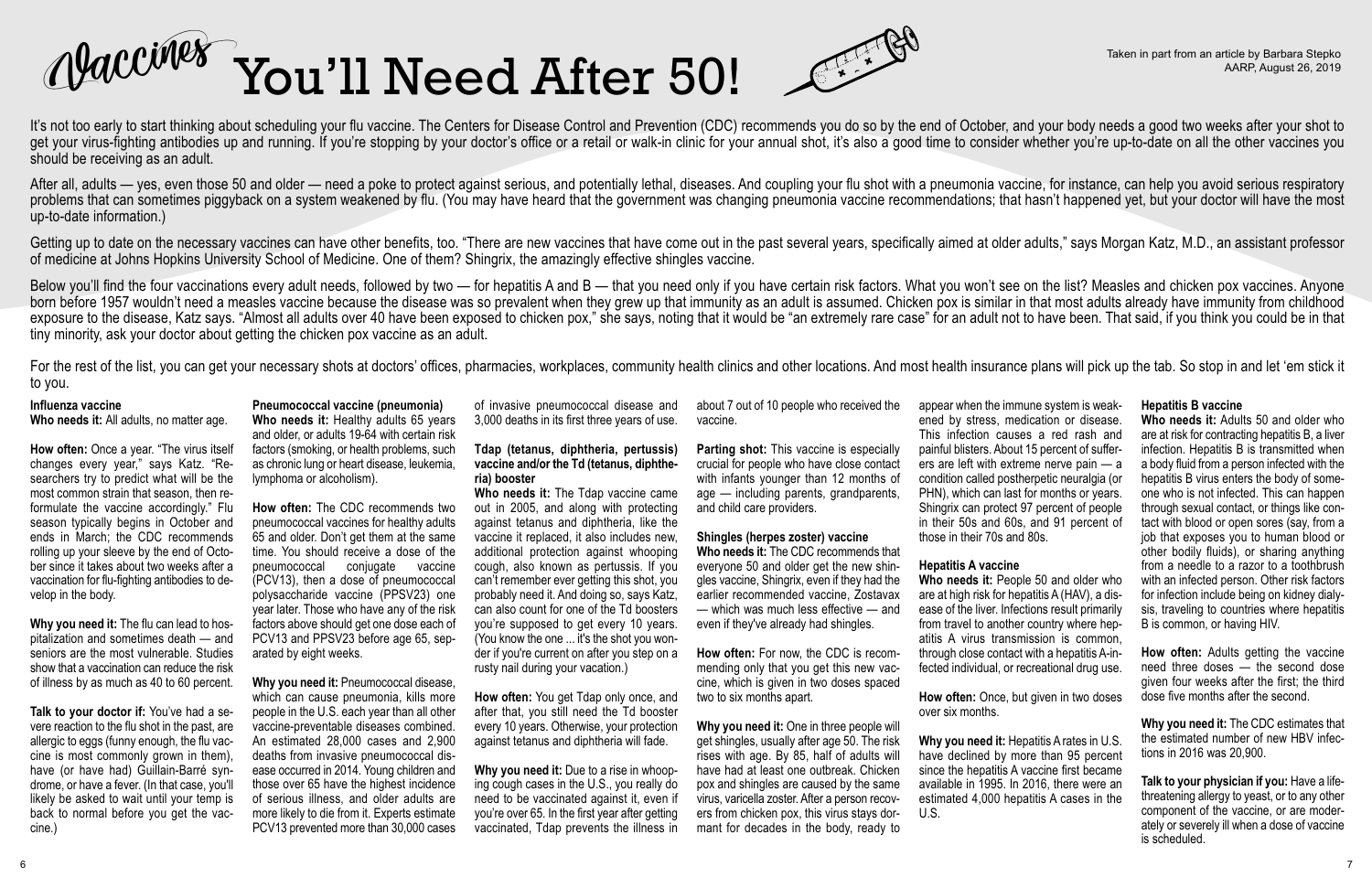# Vaccines You'll Need After 50!

Taken in part from an article by Barbara Stepko
AARP, August 26, 2019

It's not too early to start thinking about scheduling your flu vaccine. The Centers for Disease Control and Prevention (CDC) recommends you do so by the end of October, and your body needs a good two weeks after your shot to get your virus-fighting antibodies up and running. If you're stopping by your doctor's office or a retail or walk-in clinic for your annual shot, it's also a good time to consider whether you're up-to-date on all the other vaccines you should be receiving as an adult.

After all, adults — yes, even those 50 and older — need a poke to protect against serious, and potentially lethal, diseases. And coupling your flu shot with a pneumonia vaccine, for instance, can help you avoid serious respiratory problems that can sometimes piggyback on a system weakened by flu. (You may have heard that the government was changing pneumonia vaccine recommendations; that hasn't happened yet, but your doctor will have the most up-to-date information.)

Getting up to date on the necessary vaccines can have other benefits, too. "There are new vaccines that have come out in the past several years, specifically aimed at older adults," says Morgan Katz, M.D., an assistant professor of medicine at Johns Hopkins University School of Medicine. One of them? Shingrix, the amazingly effective shingles vaccine.

Below you'll find the four vaccinations every adult needs, followed by two — for hepatitis A and B — that you need only if you have certain risk factors. What you won't see on the list? Measles and chicken pox vaccines. Anyone born before 1957 wouldn't need a measles vaccine because the disease was so prevalent when they grew up that immunity as an adult is assumed. Chicken pox is similar in that most adults already have immunity from childhood exposure to the disease, Katz says. "Almost all adults over 40 have been exposed to chicken pox," she says, noting that it would be "an extremely rare case" for an adult not to have been. That said, if you think you could be in that tiny minority, ask your doctor about getting the chicken pox vaccine as an adult.

For the rest of the list, you can get your necessary shots at doctors' offices, pharmacies, workplaces, community health clinics and other locations. And most health insurance plans will pick up the tab. So stop in and let 'em stick it to you.

**Influenza vaccine**
**Who needs it:** All adults, no matter age.

**How often:** Once a year. "The virus itself changes every year," says Katz. "Researchers try to predict what will be the most common strain that season, then reformulate the vaccine accordingly." Flu season typically begins in October and ends in March; the CDC recommends rolling up your sleeve by the end of October since it takes about two weeks after a vaccination for flu-fighting antibodies to develop in the body.

**Why you need it:** The flu can lead to hospitalization and sometimes death — and seniors are the most vulnerable. Studies show that a vaccination can reduce the risk of illness by as much as 40 to 60 percent.

**Talk to your doctor if:** You've had a severe reaction to the flu shot in the past, are allergic to eggs (funny enough, the flu vaccine is most commonly grown in them), have (or have had) Guillain-Barré syndrome, or have a fever. (In that case, you'll likely be asked to wait until your temp is back to normal before you get the vaccine.)

**Pneumococcal vaccine (pneumonia)**
**Who needs it:** Healthy adults 65 years and older, or adults 19-64 with certain risk factors (smoking, or health problems, such as chronic lung or heart disease, leukemia, lymphoma or alcoholism).

**How often:** The CDC recommends two pneumococcal vaccines for healthy adults 65 and older. Don't get them at the same time. You should receive a dose of the pneumococcal conjugate vaccine (PCV13), then a dose of pneumococcal polysaccharide vaccine (PPSV23) one year later. Those who have any of the risk factors above should get one dose each of PCV13 and PPSV23 before age 65, separated by eight weeks.

**Why you need it:** Pneumococcal disease, which can cause pneumonia, kills more people in the U.S. each year than all other vaccine-preventable diseases combined. An estimated 28,000 cases and 2,900 deaths from invasive pneumococcal disease occurred in 2014. Young children and those over 65 have the highest incidence of serious illness, and older adults are more likely to die from it. Experts estimate PCV13 prevented more than 30,000 cases of invasive pneumococcal disease and 3,000 deaths in its first three years of use.

**Tdap (tetanus, diphtheria, pertussis) vaccine and/or the Td (tetanus, diphtheria) booster**
**Who needs it:** The Tdap vaccine came out in 2005, and along with protecting against tetanus and diphtheria, like the vaccine it replaced, it also includes new, additional protection against whooping cough, also known as pertussis. If you can't remember ever getting this shot, you probably need it. And doing so, says Katz, can also count for one of the Td boosters you're supposed to get every 10 years. (You know the one ... it's the shot you wonder if you're current on after you step on a rusty nail during your vacation.)

**How often:** You get Tdap only once, and after that, you still need the Td booster every 10 years. Otherwise, your protection against tetanus and diphtheria will fade.

**Why you need it:** Due to a rise in whooping cough cases in the U.S., you really do need to be vaccinated against it, even if you're over 65. In the first year after getting vaccinated, Tdap prevents the illness in about 7 out of 10 people who received the vaccine.

**Parting shot:** This vaccine is especially crucial for people who have close contact with infants younger than 12 months of age — including parents, grandparents, and child care providers.

**Shingles (herpes zoster) vaccine**
**Who needs it:** The CDC recommends that everyone 50 and older get the new shingles vaccine, Shingrix, even if they had the earlier recommended vaccine, Zostavax — which was much less effective — and even if they've already had shingles.

**How often:** For now, the CDC is recommending only that you get this new vaccine, which is given in two doses spaced two to six months apart.

**Why you need it:** One in three people will get shingles, usually after age 50. The risk rises with age. By 85, half of adults will have had at least one outbreak. Chicken pox and shingles are caused by the same virus, varicella zoster. After a person recovers from chicken pox, this virus stays dormant for decades in the body, ready to appear when the immune system is weakened by stress, medication or disease. This infection causes a red rash and painful blisters. About 15 percent of sufferers are left with extreme nerve pain — a condition called postherpetic neuralgia (or PHN), which can last for months or years. Shingrix can protect 97 percent of people in their 50s and 60s, and 91 percent of those in their 70s and 80s.

**Hepatitis A vaccine**
**Who needs it:** People 50 and older who are at high risk for hepatitis A (HAV), a disease of the liver. Infections result primarily from travel to another country where hepatitis A virus transmission is common, through close contact with a hepatitis A-infected individual, or recreational drug use.

**How often:** Once, but given in two doses over six months.

**Why you need it:** Hepatitis A rates in U.S. have declined by more than 95 percent since the hepatitis A vaccine first became available in 1995. In 2016, there were an estimated 4,000 hepatitis A cases in the U.S.

**Hepatitis B vaccine**
**Who needs it:** Adults 50 and older who are at risk for contracting hepatitis B, a liver infection. Hepatitis B is transmitted when a body fluid from a person infected with the hepatitis B virus enters the body of someone who is not infected. This can happen through sexual contact, or things like contact with blood or open sores (say, from a job that exposes you to human blood or other bodily fluids), or sharing anything from a needle to a razor to a toothbrush with an infected person. Other risk factors for infection include being on kidney dialysis, traveling to countries where hepatitis B is common, or having HIV.

**How often:** Adults getting the vaccine need three doses — the second dose given four weeks after the first; the third dose five months after the second.

**Why you need it:** The CDC estimates that the estimated number of new HBV infections in 2016 was 20,900.

**Talk to your physician if you:** Have a life-threatening allergy to yeast, or to any other component of the vaccine, or are moderately or severely ill when a dose of vaccine is scheduled.